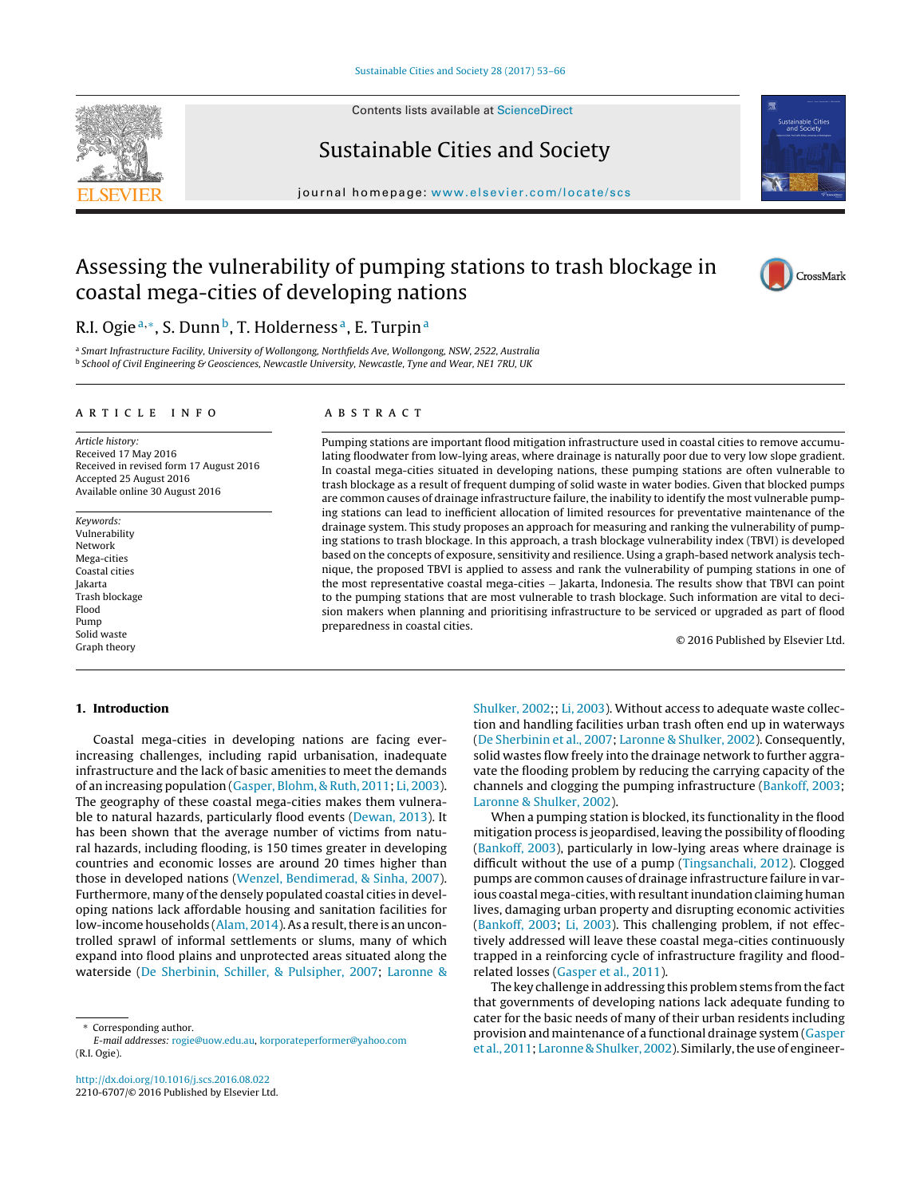# Assessing the vulnerability of pumping stations to trash blockage in coastal mega-cities of developing nations

R.I. Ogie[a,*], S. Dunn[b], T. Holderness[a], E. Turpin[a]

[a] Smart Infrastructure Facility, University of Wollongong, Northfields Ave, Wollongong, NSW, 2522, Australia
[b] School of Civil Engineering & Geosciences, Newcastle University, Newcastle, Tyne and Wear, NE1 7RU, UK

## ARTICLE INFO

*Article history:*
Received 17 May 2016
Received in revised form 17 August 2016
Accepted 25 August 2016
Available online 30 August 2016

*Keywords:*
Vulnerability
Network
Mega-cities
Coastal cities
Jakarta
Trash blockage
Flood
Pump
Solid waste
Graph theory

## ABSTRACT

Pumping stations are important flood mitigation infrastructure used in coastal cities to remove accumulating floodwater from low-lying areas, where drainage is naturally poor due to very low slope gradient. In coastal mega-cities situated in developing nations, these pumping stations are often vulnerable to trash blockage as a result of frequent dumping of solid waste in water bodies. Given that blocked pumps are common causes of drainage infrastructure failure, the inability to identify the most vulnerable pumping stations can lead to inefficient allocation of limited resources for preventative maintenance of the drainage system. This study proposes an approach for measuring and ranking the vulnerability of pumping stations to trash blockage. In this approach, a trash blockage vulnerability index (TBVI) is developed based on the concepts of exposure, sensitivity and resilience. Using a graph-based network analysis technique, the proposed TBVI is applied to assess and rank the vulnerability of pumping stations in one of the most representative coastal mega-cities – Jakarta, Indonesia. The results show that TBVI can point to the pumping stations that are most vulnerable to trash blockage. Such information are vital to decision makers when planning and prioritising infrastructure to be serviced or upgraded as part of flood preparedness in coastal cities.

© 2016 Published by Elsevier Ltd.

## 1. Introduction

Coastal mega-cities in developing nations are facing ever-increasing challenges, including rapid urbanisation, inadequate infrastructure and the lack of basic amenities to meet the demands of an increasing population (Gasper, Blohm, & Ruth, 2011; Li, 2003). The geography of these coastal mega-cities makes them vulnerable to natural hazards, particularly flood events (Dewan, 2013). It has been shown that the average number of victims from natural hazards, including flooding, is 150 times greater in developing countries and economic losses are around 20 times higher than those in developed nations (Wenzel, Bendimerad, & Sinha, 2007). Furthermore, many of the densely populated coastal cities in developing nations lack affordable housing and sanitation facilities for low-income households (Alam, 2014). As a result, there is an uncontrolled sprawl of informal settlements or slums, many of which expand into flood plains and unprotected areas situated along the waterside (De Sherbinin, Schiller, & Pulsipher, 2007; Laronne & Shulker, 2002;; Li, 2003). Without access to adequate waste collection and handling facilities urban trash often end up in waterways (De Sherbinin et al., 2007; Laronne & Shulker, 2002). Consequently, solid wastes flow freely into the drainage network to further aggravate the flooding problem by reducing the carrying capacity of the channels and clogging the pumping infrastructure (Bankoff, 2003; Laronne & Shulker, 2002).

When a pumping station is blocked, its functionality in the flood mitigation process is jeopardised, leaving the possibility of flooding (Bankoff, 2003), particularly in low-lying areas where drainage is difficult without the use of a pump (Tingsanchali, 2012). Clogged pumps are common causes of drainage infrastructure failure in various coastal mega-cities, with resultant inundation claiming human lives, damaging urban property and disrupting economic activities (Bankoff, 2003; Li, 2003). This challenging problem, if not effectively addressed will leave these coastal mega-cities continuously trapped in a reinforcing cycle of infrastructure fragility and flood-related losses (Gasper et al., 2011).

The key challenge in addressing this problem stems from the fact that governments of developing nations lack adequate funding to cater for the basic needs of many of their urban residents including provision and maintenance of a functional drainage system (Gasper et al., 2011; Laronne & Shulker, 2002). Similarly, the use of engineer-

\* Corresponding author.
*E-mail addresses:* rogie@uow.edu.au, korporateperformer@yahoo.com (R.I. Ogie).

http://dx.doi.org/10.1016/j.scs.2016.08.022
2210-6707/© 2016 Published by Elsevier Ltd.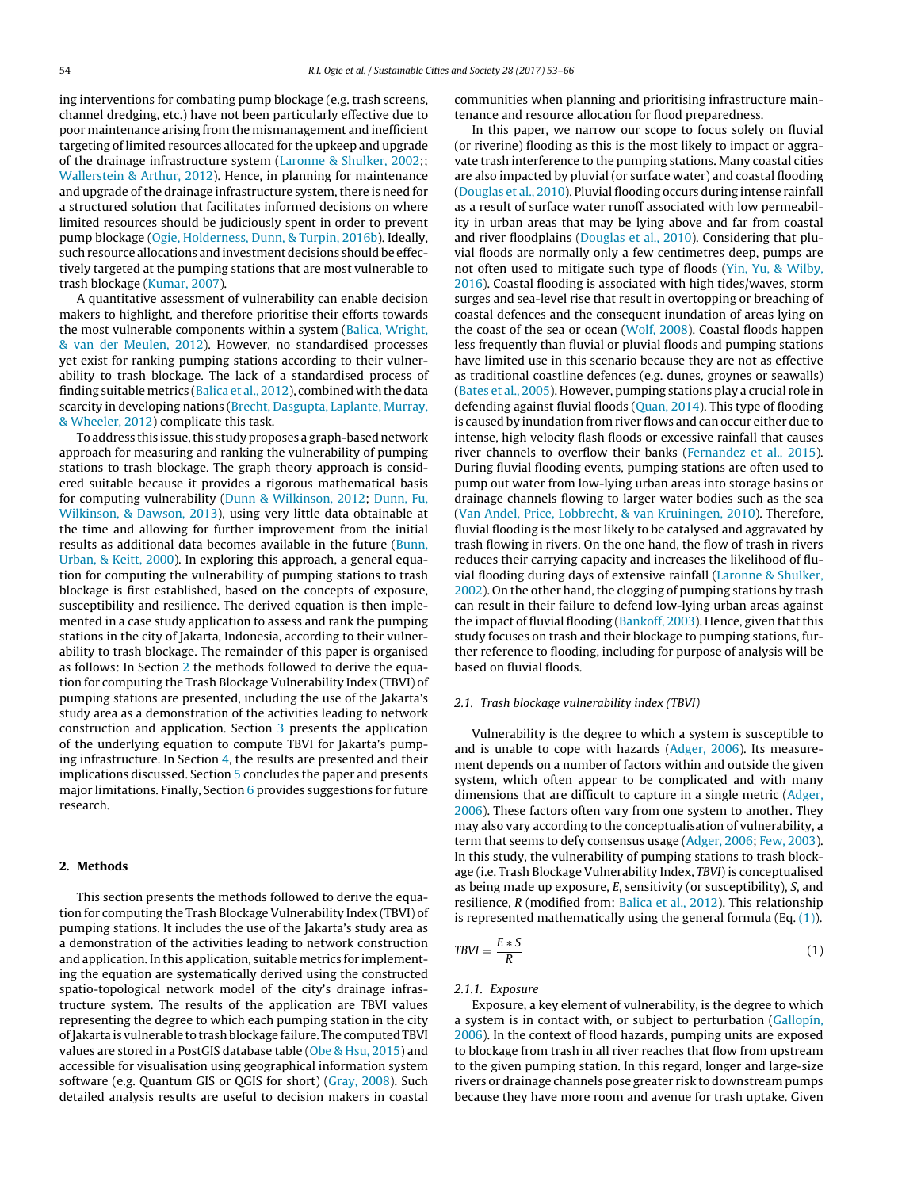ing interventions for combating pump blockage (e.g. trash screens, channel dredging, etc.) have not been particularly effective due to poor maintenance arising from the mismanagement and inefficient targeting of limited resources allocated for the upkeep and upgrade of the drainage infrastructure system (Laronne & Shulker, 2002;; Wallerstein & Arthur, 2012). Hence, in planning for maintenance and upgrade of the drainage infrastructure system, there is need for a structured solution that facilitates informed decisions on where limited resources should be judiciously spent in order to prevent pump blockage (Ogie, Holderness, Dunn, & Turpin, 2016b). Ideally, such resource allocations and investment decisions should be effectively targeted at the pumping stations that are most vulnerable to trash blockage (Kumar, 2007).

A quantitative assessment of vulnerability can enable decision makers to highlight, and therefore prioritise their efforts towards the most vulnerable components within a system (Balica, Wright, & van der Meulen, 2012). However, no standardised processes yet exist for ranking pumping stations according to their vulnerability to trash blockage. The lack of a standardised process of finding suitable metrics (Balica et al., 2012), combined with the data scarcity in developing nations (Brecht, Dasgupta, Laplante, Murray, & Wheeler, 2012) complicate this task.

To address this issue, this study proposes a graph-based network approach for measuring and ranking the vulnerability of pumping stations to trash blockage. The graph theory approach is considered suitable because it provides a rigorous mathematical basis for computing vulnerability (Dunn & Wilkinson, 2012; Dunn, Fu, Wilkinson, and Dawson, 2013), using very little data obtainable at the time and allowing for further improvement from the initial results as additional data becomes available in the future (Bunn, Urban, & Keitt, 2000). In exploring this approach, a general equation for computing the vulnerability of pumping stations to trash blockage is first established, based on the concepts of exposure, susceptibility and resilience. The derived equation is then implemented in a case study application to assess and rank the pumping stations in the city of Jakarta, Indonesia, according to their vulnerability to trash blockage. The remainder of this paper is organised as follows: In Section 2 the methods followed to derive the equation for computing the Trash Blockage Vulnerability Index (TBVI) of pumping stations are presented, including the use of the Jakarta's study area as a demonstration of the activities leading to network construction and application. Section 3 presents the application of the underlying equation to compute TBVI for Jakarta's pumping infrastructure. In Section 4, the results are presented and their implications discussed. Section 5 concludes the paper and presents major limitations. Finally, Section 6 provides suggestions for future research.

## 2. Methods

This section presents the methods followed to derive the equation for computing the Trash Blockage Vulnerability Index (TBVI) of pumping stations. It includes the use of the Jakarta's study area as a demonstration of the activities leading to network construction and application. In this application, suitable metrics for implementing the equation are systematically derived using the constructed spatio-topological network model of the city's drainage infrastructure system. The results of the application are TBVI values representing the degree to which each pumping station in the city of Jakarta is vulnerable to trash blockage failure. The computed TBVI values are stored in a PostGIS database table (Obe & Hsu, 2015) and accessible for visualisation using geographical information system software (e.g. Quantum GIS or QGIS for short) (Gray, 2008). Such detailed analysis results are useful to decision makers in coastal communities when planning and prioritising infrastructure maintenance and resource allocation for flood preparedness.

In this paper, we narrow our scope to focus solely on fluvial (or riverine) flooding as this is the most likely to impact or aggravate trash interference to the pumping stations. Many coastal cities are also impacted by pluvial (or surface water) and coastal flooding (Douglas et al., 2010). Pluvial flooding occurs during intense rainfall as a result of surface water runoff associated with low permeability in urban areas that may be lying above and far from coastal and river floodplains (Douglas et al., 2010). Considering that pluvial floods are normally only a few centimetres deep, pumps are not often used to mitigate such type of floods (Yin, Yu, & Wilby, 2016). Coastal flooding is associated with high tides/waves, storm surges and sea-level rise that result in overtopping or breaching of coastal defences and the consequent inundation of areas lying on the coast of the sea or ocean (Wolf, 2008). Coastal floods happen less frequently than fluvial or pluvial floods and pumping stations have limited use in this scenario because they are not as effective as traditional coastline defences (e.g. dunes, groynes or seawalls) (Bates et al., 2005). However, pumping stations play a crucial role in defending against fluvial floods (Quan, 2014). This type of flooding is caused by inundation from river flows and can occur either due to intense, high velocity flash floods or excessive rainfall that causes river channels to overflow their banks (Fernandez et al., 2015). During fluvial flooding events, pumping stations are often used to pump out water from low-lying urban areas into storage basins or drainage channels flowing to larger water bodies such as the sea (Van Andel, Price, Lobbrecht, & van Kruiningen, 2010). Therefore, fluvial flooding is the most likely to be catalysed and aggravated by trash flowing in rivers. On the one hand, the flow of trash in rivers reduces their carrying capacity and increases the likelihood of fluvial flooding during days of extensive rainfall (Laronne & Shulker, 2002). On the other hand, the clogging of pumping stations by trash can result in their failure to defend low-lying urban areas against the impact of fluvial flooding (Bankoff, 2003). Hence, given that this study focuses on trash and their blockage to pumping stations, further reference to flooding, including for purpose of analysis will be based on fluvial floods.

### 2.1. Trash blockage vulnerability index (TBVI)

Vulnerability is the degree to which a system is susceptible to and is unable to cope with hazards (Adger, 2006). Its measurement depends on a number of factors within and outside the given system, which often appear to be complicated and with many dimensions that are difficult to capture in a single metric (Adger, 2006). These factors often vary from one system to another. They may also vary according to the conceptualisation of vulnerability, a term that seems to defy consensus usage (Adger, 2006; Few, 2003). In this study, the vulnerability of pumping stations to trash blockage (i.e. Trash Blockage Vulnerability Index, *TBVI*) is conceptualised as being made up exposure, $E$, sensitivity (or susceptibility), $S$, and resilience, $R$ (modified from: Balica et al., 2012). This relationship is represented mathematically using the general formula (Eq. (1)).

$$TBVI = \frac{E * S}{R} \tag{1}$$

#### 2.1.1. Exposure

Exposure, a key element of vulnerability, is the degree to which a system is in contact with, or subject to perturbation (Gallopín, 2006). In the context of flood hazards, pumping units are exposed to blockage from trash in all river reaches that flow from upstream to the given pumping station. In this regard, longer and large-size rivers or drainage channels pose greater risk to downstream pumps because they have more room and avenue for trash uptake. Given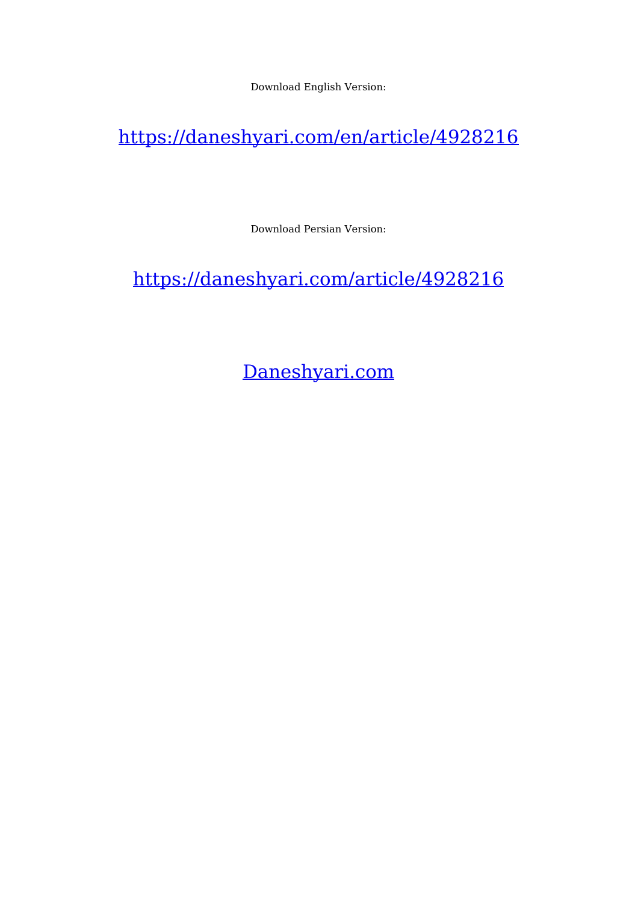Download English Version:

https://daneshyari.com/en/article/4928216

Download Persian Version:

https://daneshyari.com/article/4928216

Daneshyari.com